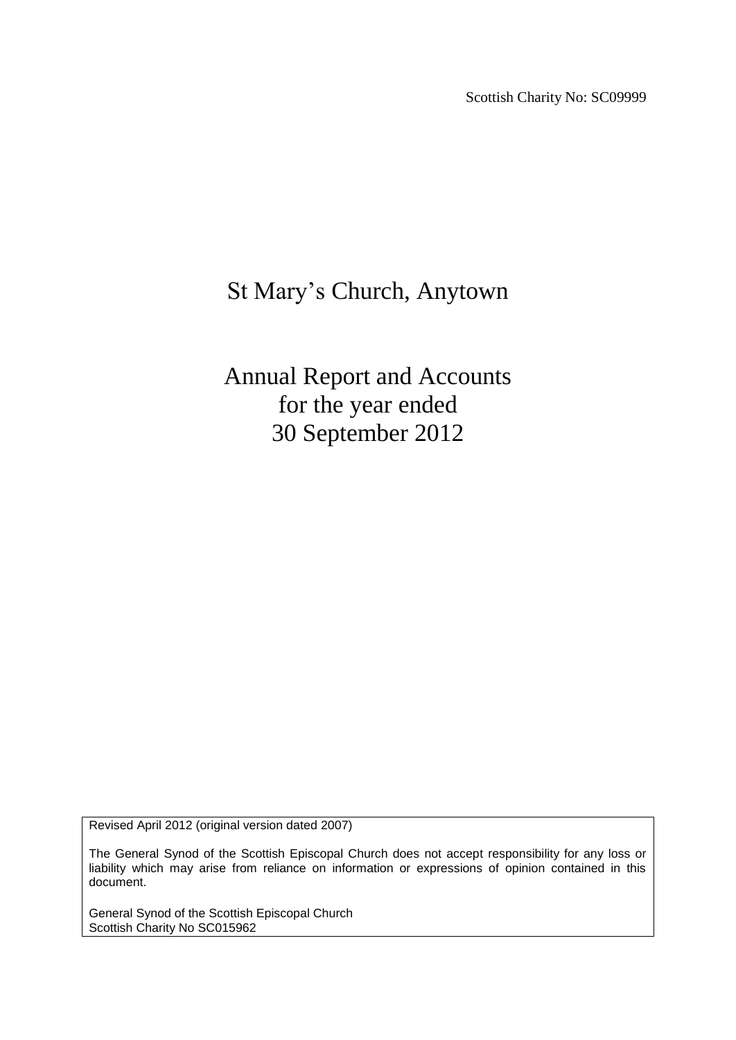Scottish Charity No: SC09999

# St Mary's Church, Anytown

# Annual Report and Accounts for the year ended 30 September 2012

Revised April 2012 (original version dated 2007)

The General Synod of the Scottish Episcopal Church does not accept responsibility for any loss or liability which may arise from reliance on information or expressions of opinion contained in this document.

General Synod of the Scottish Episcopal Church
Scottish Charity No SC015962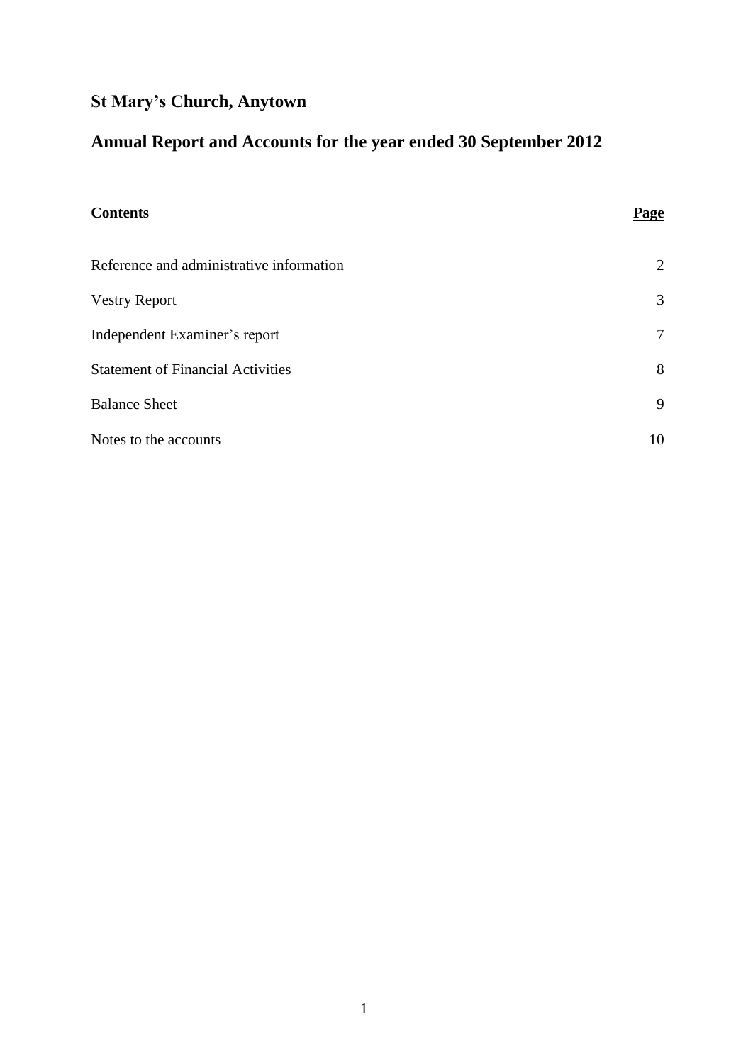# St Mary's Church, Anytown

## Annual Report and Accounts for the year ended 30 September 2012

| Contents | Page |
|---|---|
| Reference and administrative information | 2 |
| Vestry Report | 3 |
| Independent Examiner's report | 7 |
| Statement of Financial Activities | 8 |
| Balance Sheet | 9 |
| Notes to the accounts | 10 |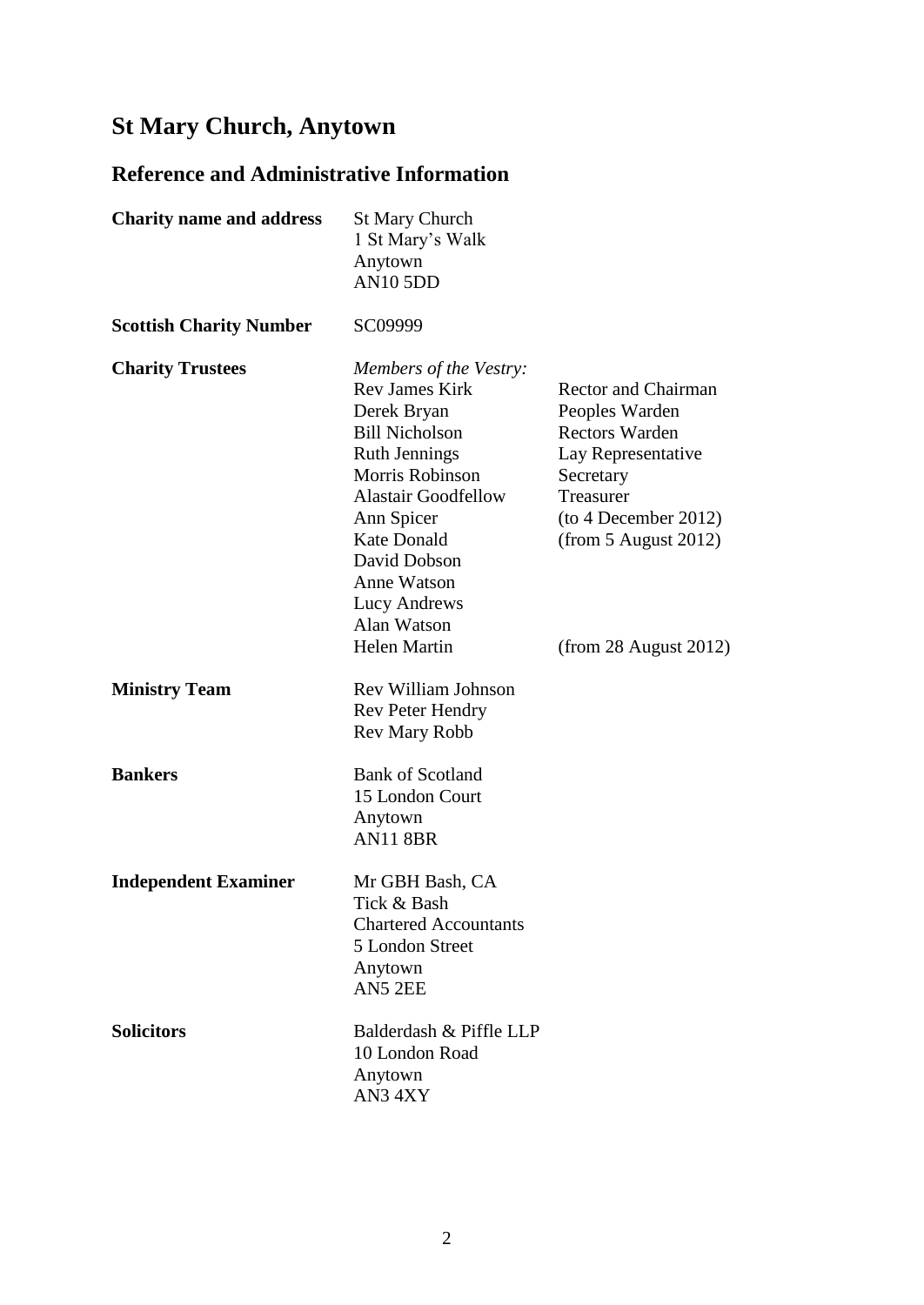# St Mary Church, Anytown

## Reference and Administrative Information

**Charity name and address**

St Mary Church
1 St Mary's Walk
Anytown
AN10 5DD

**Scottish Charity Number**

SC09999

**Charity Trustees**

*Members of the Vestry:*

| | |
|---|---|
| Rev James Kirk | Rector and Chairman |
| Derek Bryan | Peoples Warden |
| Bill Nicholson | Rectors Warden |
| Ruth Jennings | Lay Representative |
| Morris Robinson | Secretary |
| Alastair Goodfellow | Treasurer |
| Ann Spicer | (to 4 December 2012) |
| Kate Donald | (from 5 August 2012) |
| David Dobson | |
| Anne Watson | |
| Lucy Andrews | |
| Alan Watson | |
| Helen Martin | (from 28 August 2012) |

**Ministry Team**

Rev William Johnson
Rev Peter Hendry
Rev Mary Robb

**Bankers**

Bank of Scotland
15 London Court
Anytown
AN11 8BR

**Independent Examiner**

Mr GBH Bash, CA
Tick & Bash
Chartered Accountants
5 London Street
Anytown
AN5 2EE

**Solicitors**

Balderdash & Piffle LLP
10 London Road
Anytown
AN3 4XY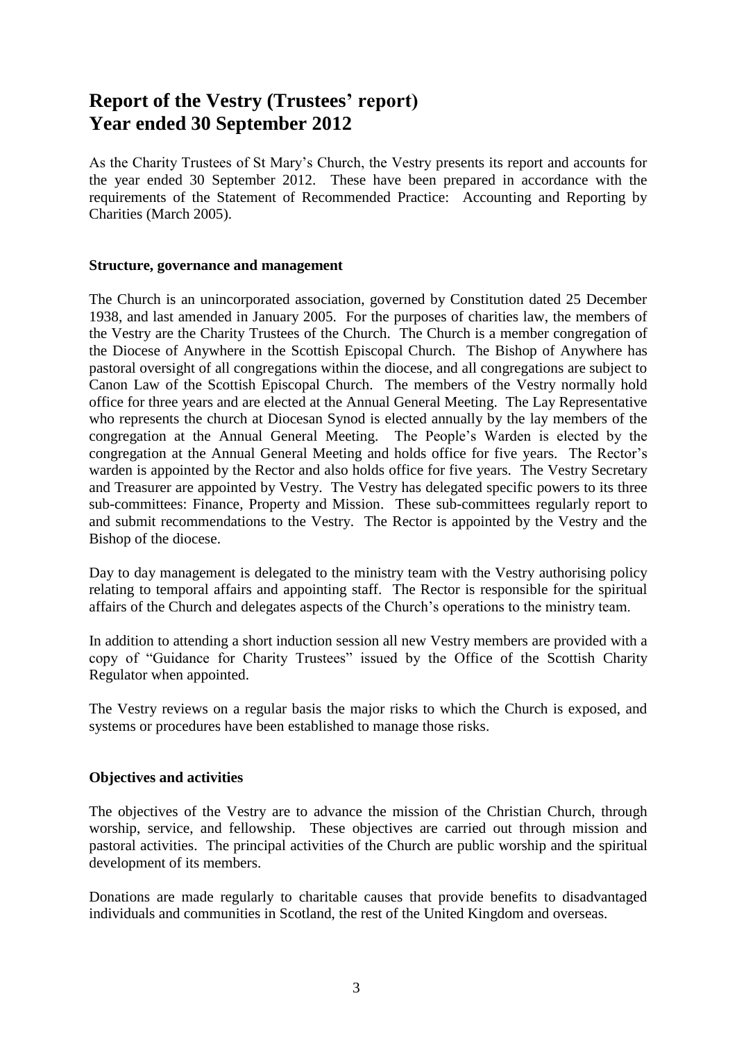# Report of the Vestry (Trustees' report)
# Year ended 30 September 2012

As the Charity Trustees of St Mary's Church, the Vestry presents its report and accounts for the year ended 30 September 2012. These have been prepared in accordance with the requirements of the Statement of Recommended Practice: Accounting and Reporting by Charities (March 2005).

### Structure, governance and management

The Church is an unincorporated association, governed by Constitution dated 25 December 1938, and last amended in January 2005. For the purposes of charities law, the members of the Vestry are the Charity Trustees of the Church. The Church is a member congregation of the Diocese of Anywhere in the Scottish Episcopal Church. The Bishop of Anywhere has pastoral oversight of all congregations within the diocese, and all congregations are subject to Canon Law of the Scottish Episcopal Church. The members of the Vestry normally hold office for three years and are elected at the Annual General Meeting. The Lay Representative who represents the church at Diocesan Synod is elected annually by the lay members of the congregation at the Annual General Meeting. The People's Warden is elected by the congregation at the Annual General Meeting and holds office for five years. The Rector's warden is appointed by the Rector and also holds office for five years. The Vestry Secretary and Treasurer are appointed by Vestry. The Vestry has delegated specific powers to its three sub-committees: Finance, Property and Mission. These sub-committees regularly report to and submit recommendations to the Vestry. The Rector is appointed by the Vestry and the Bishop of the diocese.

Day to day management is delegated to the ministry team with the Vestry authorising policy relating to temporal affairs and appointing staff. The Rector is responsible for the spiritual affairs of the Church and delegates aspects of the Church's operations to the ministry team.

In addition to attending a short induction session all new Vestry members are provided with a copy of "Guidance for Charity Trustees" issued by the Office of the Scottish Charity Regulator when appointed.

The Vestry reviews on a regular basis the major risks to which the Church is exposed, and systems or procedures have been established to manage those risks.

### Objectives and activities

The objectives of the Vestry are to advance the mission of the Christian Church, through worship, service, and fellowship. These objectives are carried out through mission and pastoral activities. The principal activities of the Church are public worship and the spiritual development of its members.

Donations are made regularly to charitable causes that provide benefits to disadvantaged individuals and communities in Scotland, the rest of the United Kingdom and overseas.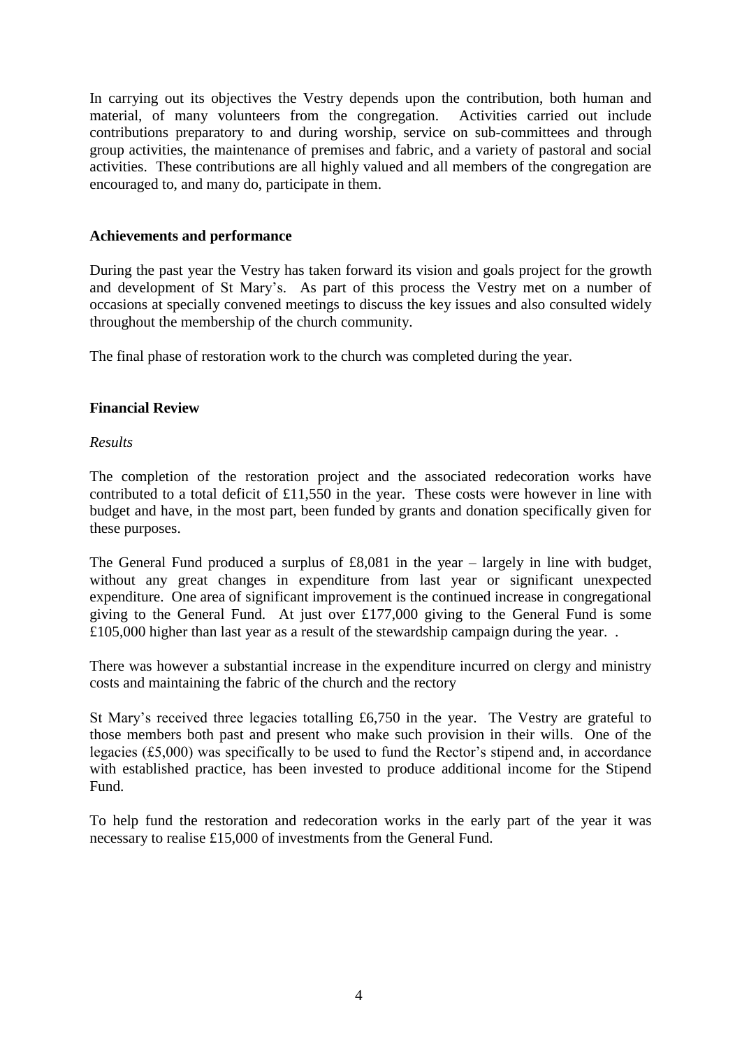In carrying out its objectives the Vestry depends upon the contribution, both human and material, of many volunteers from the congregation. Activities carried out include contributions preparatory to and during worship, service on sub-committees and through group activities, the maintenance of premises and fabric, and a variety of pastoral and social activities. These contributions are all highly valued and all members of the congregation are encouraged to, and many do, participate in them.

## Achievements and performance

During the past year the Vestry has taken forward its vision and goals project for the growth and development of St Mary's. As part of this process the Vestry met on a number of occasions at specially convened meetings to discuss the key issues and also consulted widely throughout the membership of the church community.

The final phase of restoration work to the church was completed during the year.

## Financial Review

*Results*

The completion of the restoration project and the associated redecoration works have contributed to a total deficit of £11,550 in the year. These costs were however in line with budget and have, in the most part, been funded by grants and donation specifically given for these purposes.

The General Fund produced a surplus of £8,081 in the year – largely in line with budget, without any great changes in expenditure from last year or significant unexpected expenditure. One area of significant improvement is the continued increase in congregational giving to the General Fund. At just over £177,000 giving to the General Fund is some £105,000 higher than last year as a result of the stewardship campaign during the year. .

There was however a substantial increase in the expenditure incurred on clergy and ministry costs and maintaining the fabric of the church and the rectory

St Mary's received three legacies totalling £6,750 in the year. The Vestry are grateful to those members both past and present who make such provision in their wills. One of the legacies (£5,000) was specifically to be used to fund the Rector's stipend and, in accordance with established practice, has been invested to produce additional income for the Stipend Fund.

To help fund the restoration and redecoration works in the early part of the year it was necessary to realise £15,000 of investments from the General Fund.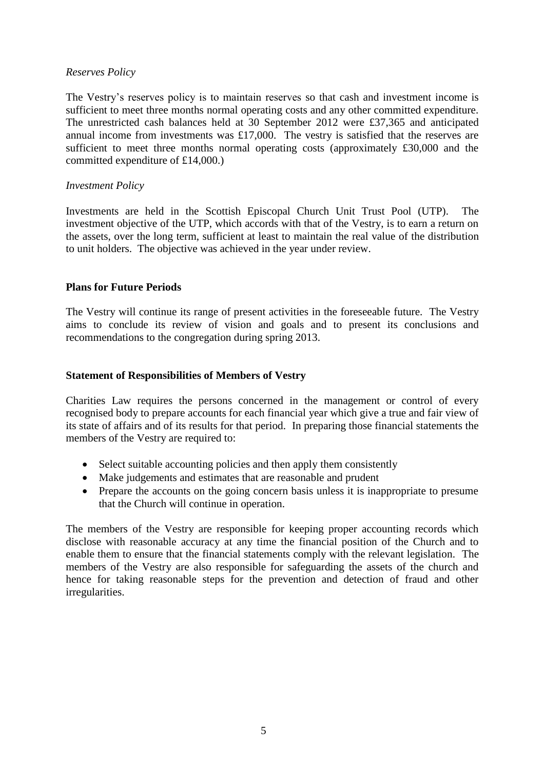*Reserves Policy*

The Vestry's reserves policy is to maintain reserves so that cash and investment income is sufficient to meet three months normal operating costs and any other committed expenditure. The unrestricted cash balances held at 30 September 2012 were £37,365 and anticipated annual income from investments was £17,000. The vestry is satisfied that the reserves are sufficient to meet three months normal operating costs (approximately £30,000 and the committed expenditure of £14,000.)

*Investment Policy*

Investments are held in the Scottish Episcopal Church Unit Trust Pool (UTP). The investment objective of the UTP, which accords with that of the Vestry, is to earn a return on the assets, over the long term, sufficient at least to maintain the real value of the distribution to unit holders. The objective was achieved in the year under review.

**Plans for Future Periods**

The Vestry will continue its range of present activities in the foreseeable future. The Vestry aims to conclude its review of vision and goals and to present its conclusions and recommendations to the congregation during spring 2013.

**Statement of Responsibilities of Members of Vestry**

Charities Law requires the persons concerned in the management or control of every recognised body to prepare accounts for each financial year which give a true and fair view of its state of affairs and of its results for that period. In preparing those financial statements the members of the Vestry are required to:

- Select suitable accounting policies and then apply them consistently
- Make judgements and estimates that are reasonable and prudent
- Prepare the accounts on the going concern basis unless it is inappropriate to presume that the Church will continue in operation.

The members of the Vestry are responsible for keeping proper accounting records which disclose with reasonable accuracy at any time the financial position of the Church and to enable them to ensure that the financial statements comply with the relevant legislation. The members of the Vestry are also responsible for safeguarding the assets of the church and hence for taking reasonable steps for the prevention and detection of fraud and other irregularities.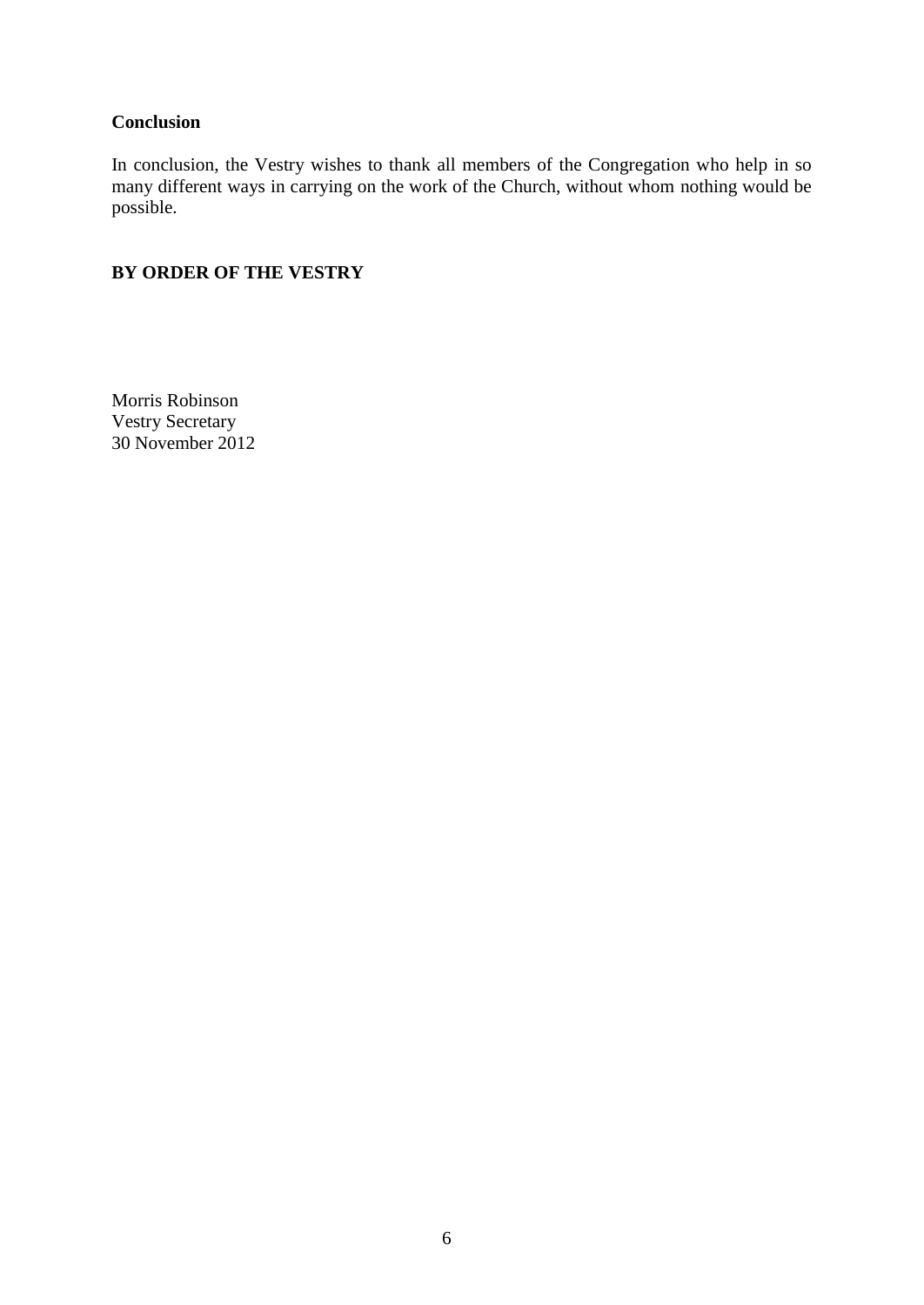**Conclusion**

In conclusion, the Vestry wishes to thank all members of the Congregation who help in so many different ways in carrying on the work of the Church, without whom nothing would be possible.

**BY ORDER OF THE VESTRY**

Morris Robinson
Vestry Secretary
30 November 2012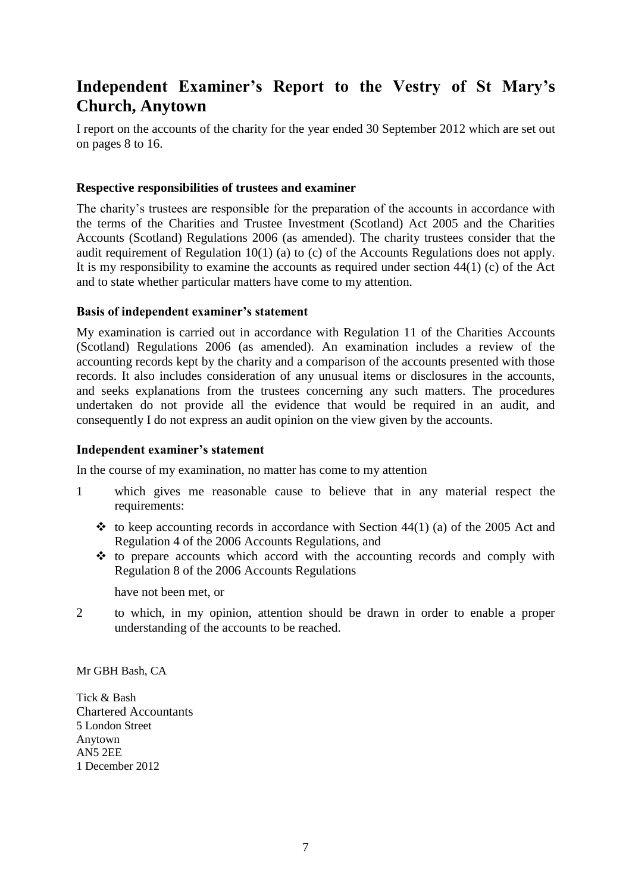# Independent Examiner's Report to the Vestry of St Mary's Church, Anytown

I report on the accounts of the charity for the year ended 30 September 2012 which are set out on pages 8 to 16.

### Respective responsibilities of trustees and examiner

The charity's trustees are responsible for the preparation of the accounts in accordance with the terms of the Charities and Trustee Investment (Scotland) Act 2005 and the Charities Accounts (Scotland) Regulations 2006 (as amended). The charity trustees consider that the audit requirement of Regulation 10(1) (a) to (c) of the Accounts Regulations does not apply. It is my responsibility to examine the accounts as required under section 44(1) (c) of the Act and to state whether particular matters have come to my attention.

### Basis of independent examiner's statement

My examination is carried out in accordance with Regulation 11 of the Charities Accounts (Scotland) Regulations 2006 (as amended). An examination includes a review of the accounting records kept by the charity and a comparison of the accounts presented with those records. It also includes consideration of any unusual items or disclosures in the accounts, and seeks explanations from the trustees concerning any such matters. The procedures undertaken do not provide all the evidence that would be required in an audit, and consequently I do not express an audit opinion on the view given by the accounts.

### Independent examiner's statement

In the course of my examination, no matter has come to my attention

1. which gives me reasonable cause to believe that in any material respect the requirements:
   - to keep accounting records in accordance with Section 44(1) (a) of the 2005 Act and Regulation 4 of the 2006 Accounts Regulations, and
   - to prepare accounts which accord with the accounting records and comply with Regulation 8 of the 2006 Accounts Regulations

   have not been met, or

2. to which, in my opinion, attention should be drawn in order to enable a proper understanding of the accounts to be reached.

Mr GBH Bash, CA

Tick & Bash
Chartered Accountants
5 London Street
Anytown
AN5 2EE
1 December 2012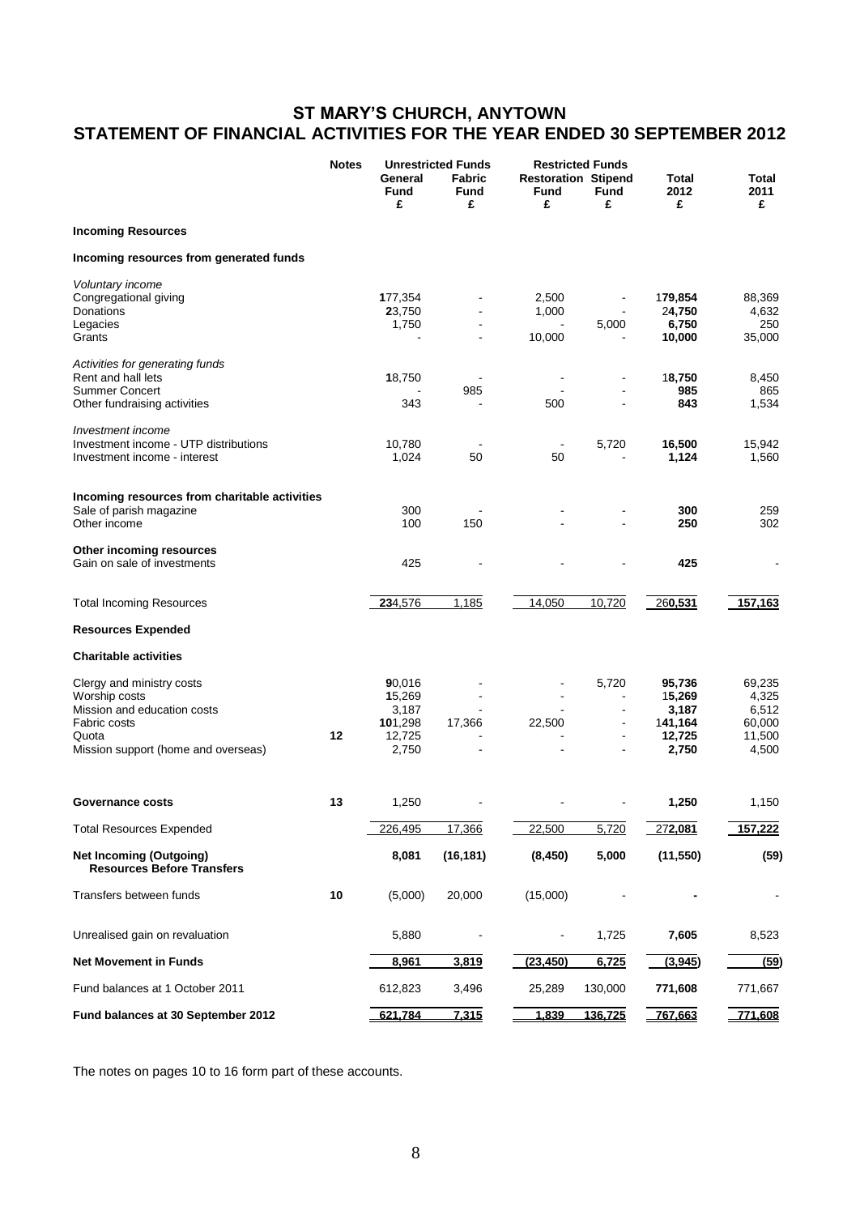# ST MARY'S CHURCH, ANYTOWN
# STATEMENT OF FINANCIAL ACTIVITIES FOR THE YEAR ENDED 30 SEPTEMBER 2012

| | Notes | Unrestricted Funds | | Restricted Funds | | | |
|---|---|---|---|---|---|---|---|
| | | General Fund £ | Fabric Fund £ | Restoration Fund £ | Stipend Fund £ | Total 2012 £ | Total 2011 £ |
| **Incoming Resources** | | | | | | | |
| **Incoming resources from generated funds** | | | | | | | |
| *Voluntary income* | | | | | | | |
| Congregational giving | | 177,354 | - | 2,500 | - | 179,854 | 88,369 |
| Donations | | 23,750 | - | 1,000 | - | 24,750 | 4,632 |
| Legacies | | 1,750 | - | - | 5,000 | 6,750 | 250 |
| Grants | | - | - | 10,000 | - | 10,000 | 35,000 |
| *Activities for generating funds* | | | | | | | |
| Rent and hall lets | | 18,750 | - | - | - | 18,750 | 8,450 |
| Summer Concert | | - | 985 | - | - | 985 | 865 |
| Other fundraising activities | | 343 | - | 500 | - | 843 | 1,534 |
| *Investment income* | | | | | | | |
| Investment income - UTP distributions | | 10,780 | - | - | 5,720 | 16,500 | 15,942 |
| Investment income - interest | | 1,024 | 50 | 50 | - | 1,124 | 1,560 |
| **Incoming resources from charitable activities** | | | | | | | |
| Sale of parish magazine | | 300 | - | - | - | 300 | 259 |
| Other income | | 100 | 150 | - | - | 250 | 302 |
| **Other incoming resources** | | | | | | | |
| Gain on sale of investments | | 425 | - | - | - | 425 | - |
| Total Incoming Resources | | 234,576 | 1,185 | 14,050 | 10,720 | 260,531 | 157,163 |
| **Resources Expended** | | | | | | | |
| **Charitable activities** | | | | | | | |
| Clergy and ministry costs | | 90,016 | - | - | 5,720 | 95,736 | 69,235 |
| Worship costs | | 15,269 | - | - | - | 15,269 | 4,325 |
| Mission and education costs | | 3,187 | - | - | - | 3,187 | 6,512 |
| Fabric costs | | 101,298 | 17,366 | 22,500 | - | 141,164 | 60,000 |
| Quota | 12 | 12,725 | - | - | - | 12,725 | 11,500 |
| Mission support (home and overseas) | | 2,750 | - | - | - | 2,750 | 4,500 |
| **Governance costs** | 13 | 1,250 | - | - | - | 1,250 | 1,150 |
| Total Resources Expended | | 226,495 | 17,366 | 22,500 | 5,720 | 272,081 | 157,222 |
| **Net Incoming (Outgoing) Resources Before Transfers** | | 8,081 | (16,181) | (8,450) | 5,000 | (11,550) | (59) |
| Transfers between funds | 10 | (5,000) | 20,000 | (15,000) | - | - | - |
| Unrealised gain on revaluation | | 5,880 | - | - | 1,725 | 7,605 | 8,523 |
| **Net Movement in Funds** | | 8,961 | 3,819 | (23,450) | 6,725 | (3,945) | (59) |
| Fund balances at 1 October 2011 | | 612,823 | 3,496 | 25,289 | 130,000 | 771,608 | 771,667 |
| **Fund balances at 30 September 2012** | | 621,784 | 7,315 | 1,839 | 136,725 | 767,663 | 771,608 |

The notes on pages 10 to 16 form part of these accounts.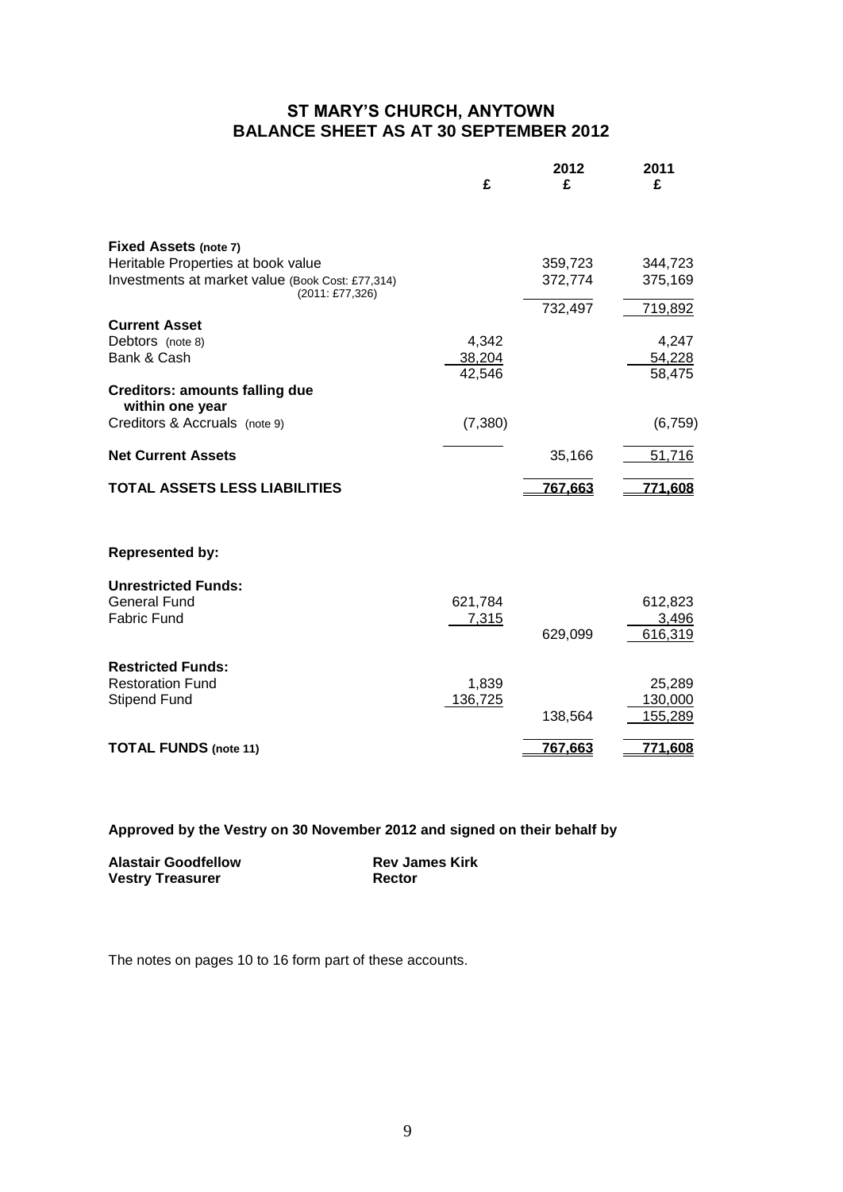# ST MARY'S CHURCH, ANYTOWN
# BALANCE SHEET AS AT 30 SEPTEMBER 2012

| | £ | 2012 £ | 2011 £ |
|---|---|---|---|
| **Fixed Assets (note 7)** | | | |
| Heritable Properties at book value | | 359,723 | 344,723 |
| Investments at market value (Book Cost: £77,314) (2011: £77,326) | | 372,774 | 375,169 |
| | | 732,497 | 719,892 |
| **Current Asset** | | | |
| Debtors (note 8) | 4,342 | | 4,247 |
| Bank & Cash | 38,204 | | 54,228 |
| | 42,546 | | 58,475 |
| **Creditors: amounts falling due within one year** | | | |
| Creditors & Accruals (note 9) | (7,380) | | (6,759) |
| **Net Current Assets** | | 35,166 | 51,716 |
| **TOTAL ASSETS LESS LIABILITIES** | | **767,663** | **771,608** |
| **Represented by:** | | | |
| **Unrestricted Funds:** | | | |
| General Fund | 621,784 | | 612,823 |
| Fabric Fund | 7,315 | | 3,496 |
| | | 629,099 | 616,319 |
| **Restricted Funds:** | | | |
| Restoration Fund | 1,839 | | 25,289 |
| Stipend Fund | 136,725 | | 130,000 |
| | | 138,564 | 155,289 |
| **TOTAL FUNDS (note 11)** | | **767,663** | **771,608** |

**Approved by the Vestry on 30 November 2012 and signed on their behalf by**

| | |
|---|---|
| **Alastair Goodfellow** | **Rev James Kirk** |
| **Vestry Treasurer** | **Rector** |

The notes on pages 10 to 16 form part of these accounts.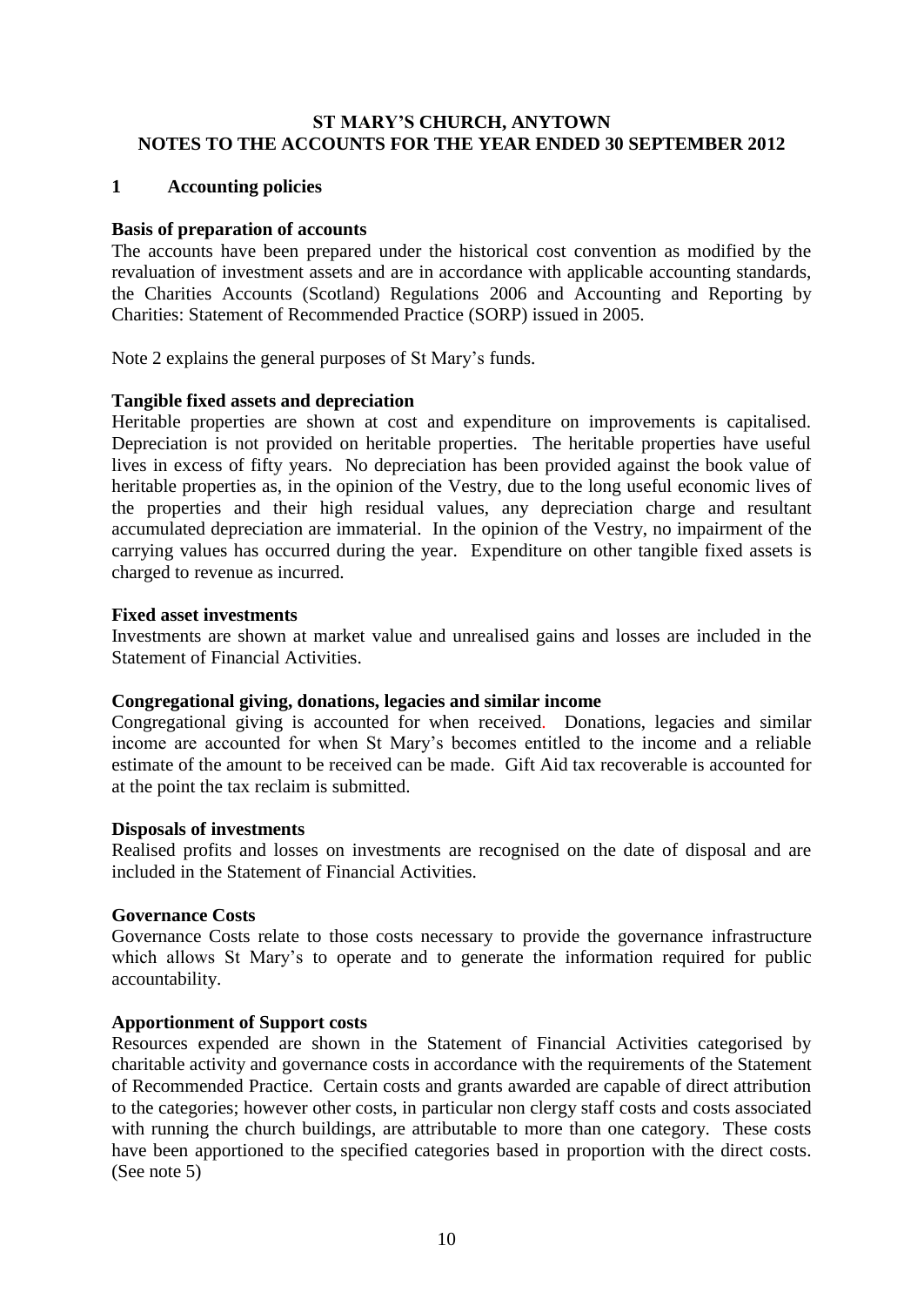# ST MARY'S CHURCH, ANYTOWN
# NOTES TO THE ACCOUNTS FOR THE YEAR ENDED 30 SEPTEMBER 2012

## 1 Accounting policies

**Basis of preparation of accounts**

The accounts have been prepared under the historical cost convention as modified by the revaluation of investment assets and are in accordance with applicable accounting standards, the Charities Accounts (Scotland) Regulations 2006 and Accounting and Reporting by Charities: Statement of Recommended Practice (SORP) issued in 2005.

Note 2 explains the general purposes of St Mary's funds.

**Tangible fixed assets and depreciation**

Heritable properties are shown at cost and expenditure on improvements is capitalised. Depreciation is not provided on heritable properties. The heritable properties have useful lives in excess of fifty years. No depreciation has been provided against the book value of heritable properties as, in the opinion of the Vestry, due to the long useful economic lives of the properties and their high residual values, any depreciation charge and resultant accumulated depreciation are immaterial. In the opinion of the Vestry, no impairment of the carrying values has occurred during the year. Expenditure on other tangible fixed assets is charged to revenue as incurred.

**Fixed asset investments**

Investments are shown at market value and unrealised gains and losses are included in the Statement of Financial Activities.

**Congregational giving, donations, legacies and similar income**

Congregational giving is accounted for when received. Donations, legacies and similar income are accounted for when St Mary's becomes entitled to the income and a reliable estimate of the amount to be received can be made. Gift Aid tax recoverable is accounted for at the point the tax reclaim is submitted.

**Disposals of investments**

Realised profits and losses on investments are recognised on the date of disposal and are included in the Statement of Financial Activities.

**Governance Costs**

Governance Costs relate to those costs necessary to provide the governance infrastructure which allows St Mary's to operate and to generate the information required for public accountability.

**Apportionment of Support costs**

Resources expended are shown in the Statement of Financial Activities categorised by charitable activity and governance costs in accordance with the requirements of the Statement of Recommended Practice. Certain costs and grants awarded are capable of direct attribution to the categories; however other costs, in particular non clergy staff costs and costs associated with running the church buildings, are attributable to more than one category. These costs have been apportioned to the specified categories based in proportion with the direct costs. (See note 5)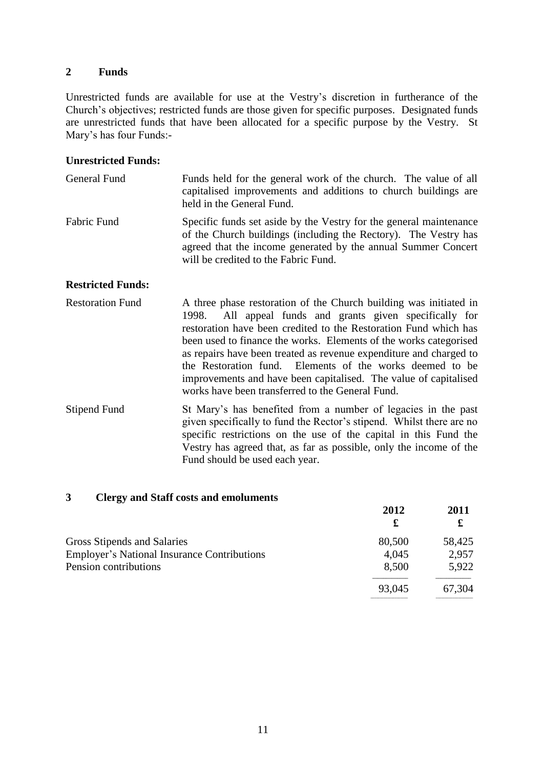## 2 Funds

Unrestricted funds are available for use at the Vestry's discretion in furtherance of the Church's objectives; restricted funds are those given for specific purposes. Designated funds are unrestricted funds that have been allocated for a specific purpose by the Vestry. St Mary's has four Funds:-

**Unrestricted Funds:**

| | |
|---|---|
| General Fund | Funds held for the general work of the church. The value of all capitalised improvements and additions to church buildings are held in the General Fund. |
| Fabric Fund | Specific funds set aside by the Vestry for the general maintenance of the Church buildings (including the Rectory). The Vestry has agreed that the income generated by the annual Summer Concert will be credited to the Fabric Fund. |

**Restricted Funds:**

| | |
|---|---|
| Restoration Fund | A three phase restoration of the Church building was initiated in 1998. All appeal funds and grants given specifically for restoration have been credited to the Restoration Fund which has been used to finance the works. Elements of the works categorised as repairs have been treated as revenue expenditure and charged to the Restoration fund. Elements of the works deemed to be improvements and have been capitalised. The value of capitalised works have been transferred to the General Fund. |
| Stipend Fund | St Mary's has benefited from a number of legacies in the past given specifically to fund the Rector's stipend. Whilst there are no specific restrictions on the use of the capital in this Fund the Vestry has agreed that, as far as possible, only the income of the Fund should be used each year. |

## 3 Clergy and Staff costs and emoluments

| | 2012 £ | 2011 £ |
|---|---|---|
| Gross Stipends and Salaries | 80,500 | 58,425 |
| Employer's National Insurance Contributions | 4,045 | 2,957 |
| Pension contributions | 8,500 | 5,922 |
| | 93,045 | 67,304 |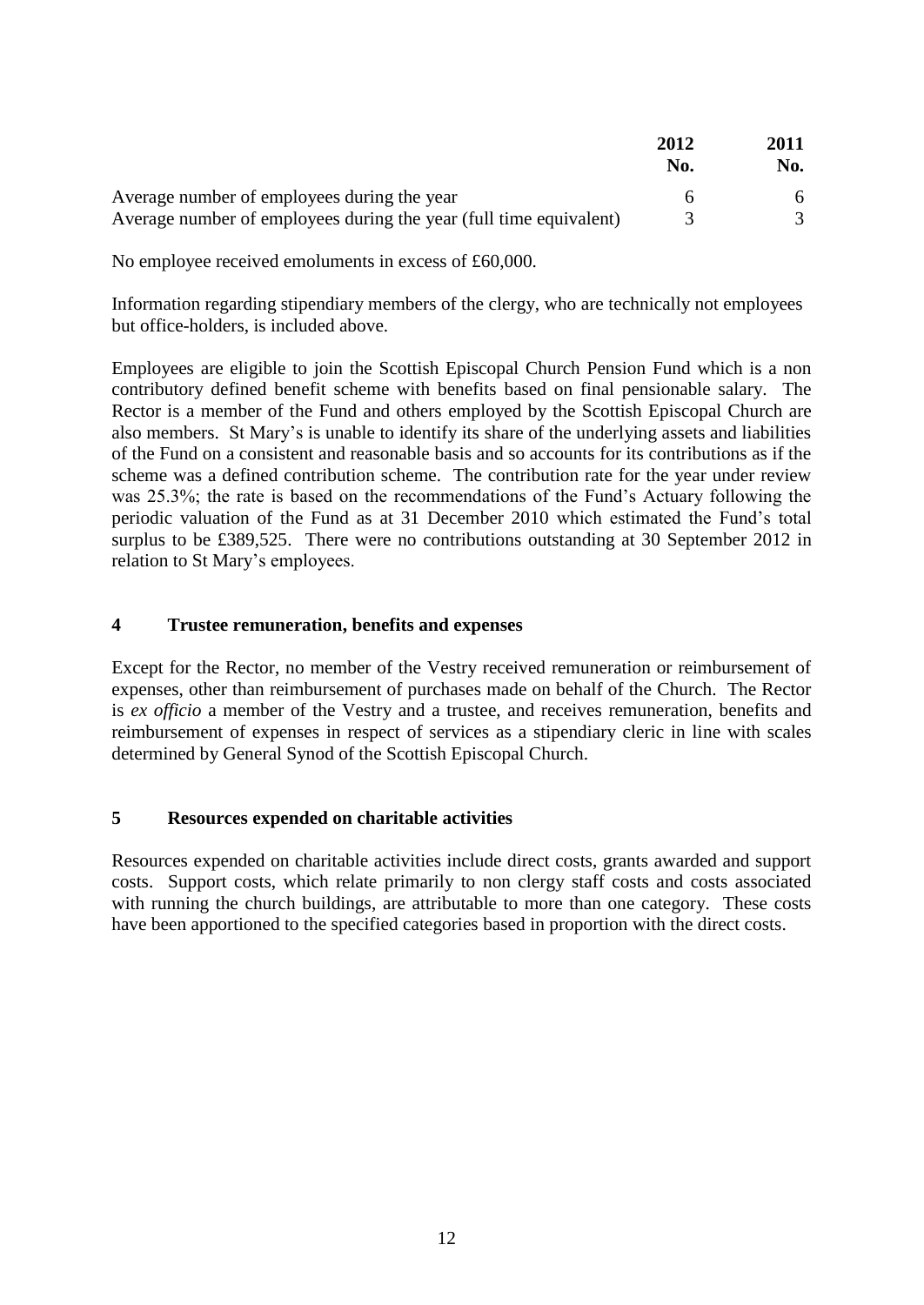| | 2012<br>No. | 2011<br>No. |
|---|---|---|
| Average number of employees during the year | 6 | 6 |
| Average number of employees during the year (full time equivalent) | 3 | 3 |

No employee received emoluments in excess of £60,000.

Information regarding stipendiary members of the clergy, who are technically not employees but office-holders, is included above.

Employees are eligible to join the Scottish Episcopal Church Pension Fund which is a non contributory defined benefit scheme with benefits based on final pensionable salary. The Rector is a member of the Fund and others employed by the Scottish Episcopal Church are also members. St Mary's is unable to identify its share of the underlying assets and liabilities of the Fund on a consistent and reasonable basis and so accounts for its contributions as if the scheme was a defined contribution scheme. The contribution rate for the year under review was 25.3%; the rate is based on the recommendations of the Fund's Actuary following the periodic valuation of the Fund as at 31 December 2010 which estimated the Fund's total surplus to be £389,525. There were no contributions outstanding at 30 September 2012 in relation to St Mary's employees.

## 4 Trustee remuneration, benefits and expenses

Except for the Rector, no member of the Vestry received remuneration or reimbursement of expenses, other than reimbursement of purchases made on behalf of the Church. The Rector is *ex officio* a member of the Vestry and a trustee, and receives remuneration, benefits and reimbursement of expenses in respect of services as a stipendiary cleric in line with scales determined by General Synod of the Scottish Episcopal Church.

## 5 Resources expended on charitable activities

Resources expended on charitable activities include direct costs, grants awarded and support costs. Support costs, which relate primarily to non clergy staff costs and costs associated with running the church buildings, are attributable to more than one category. These costs have been apportioned to the specified categories based in proportion with the direct costs.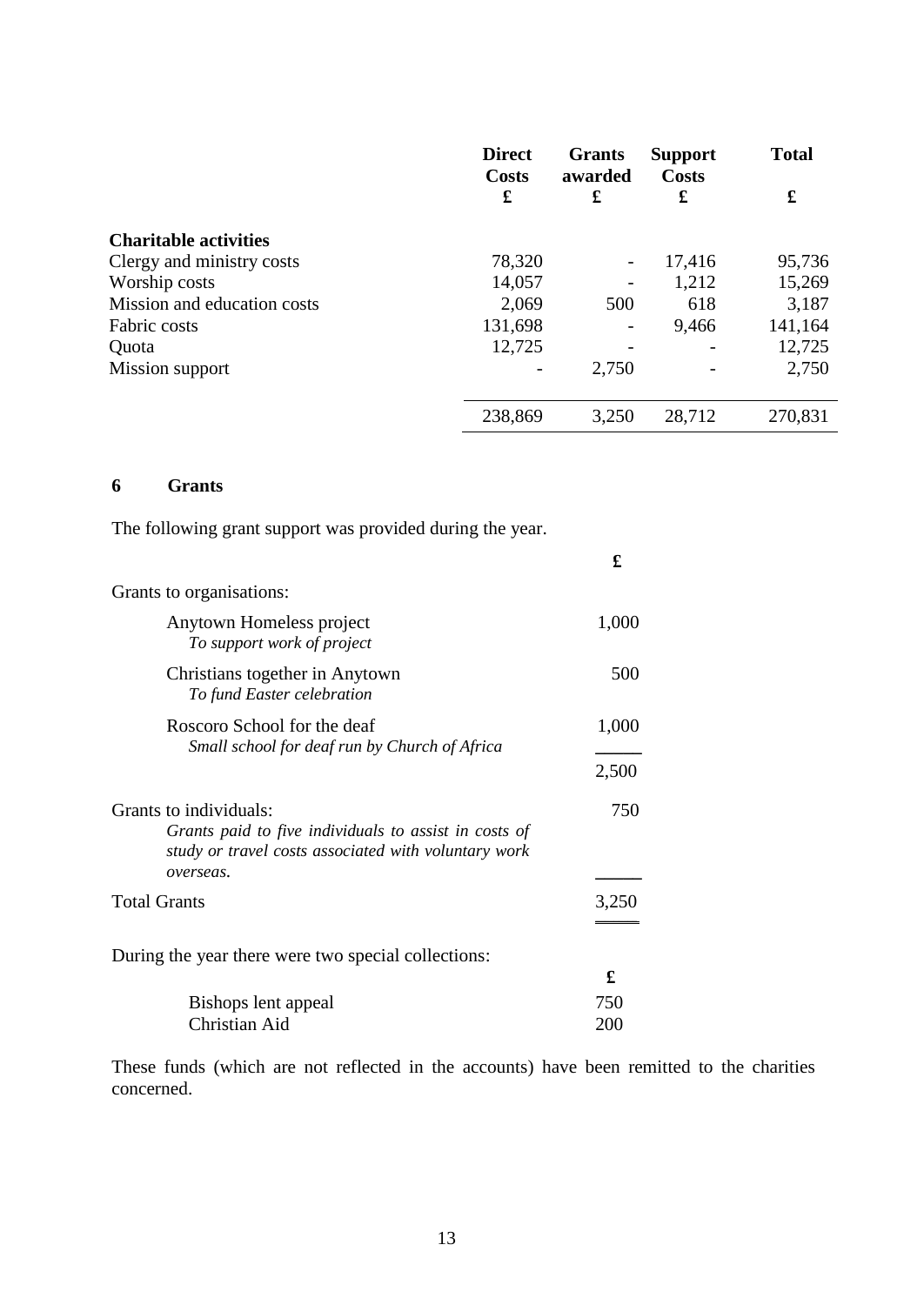| | Direct Costs £ | Grants awarded £ | Support Costs £ | Total £ |
|---|---|---|---|---|
| **Charitable activities** | | | | |
| Clergy and ministry costs | 78,320 | - | 17,416 | 95,736 |
| Worship costs | 14,057 | - | 1,212 | 15,269 |
| Mission and education costs | 2,069 | 500 | 618 | 3,187 |
| Fabric costs | 131,698 | - | 9,466 | 141,164 |
| Quota | 12,725 | - | - | 12,725 |
| Mission support | - | 2,750 | - | 2,750 |
| | 238,869 | 3,250 | 28,712 | 270,831 |

## 6 Grants

The following grant support was provided during the year.

| | £ |
|---|---|
| Grants to organisations: | |
| Anytown Homeless project<br>*To support work of project* | 1,000 |
| Christians together in Anytown<br>*To fund Easter celebration* | 500 |
| Roscoro School for the deaf<br>*Small school for deaf run by Church of Africa* | 1,000 |
| | 2,500 |
| Grants to individuals:<br>*Grants paid to five individuals to assist in costs of study or travel costs associated with voluntary work overseas.* | 750 |
| Total Grants | 3,250 |

During the year there were two special collections:

| | £ |
|---|---|
| Bishops lent appeal | 750 |
| Christian Aid | 200 |

These funds (which are not reflected in the accounts) have been remitted to the charities concerned.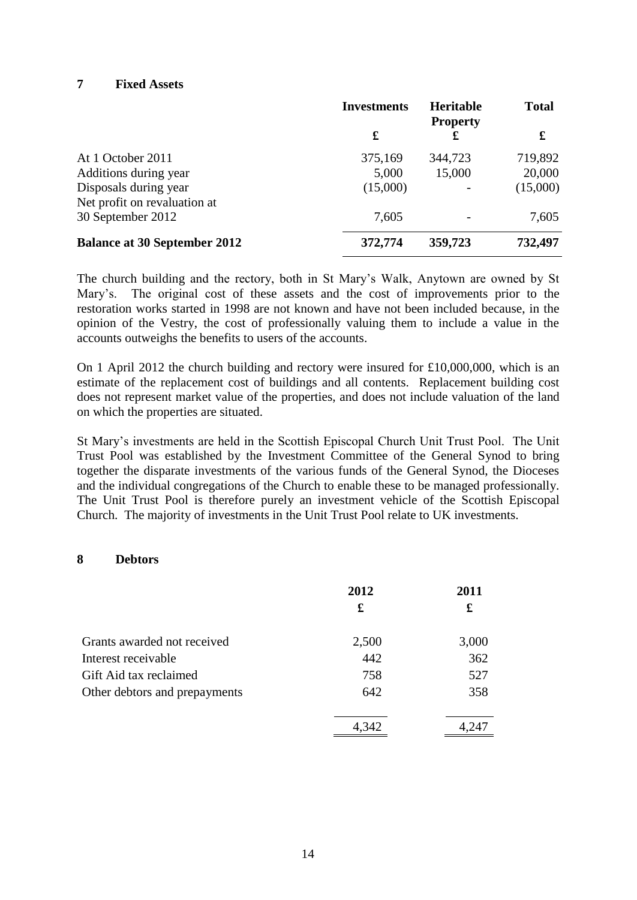## 7 Fixed Assets

| | Investments | Heritable Property | Total |
|---|---|---|---|
| | £ | £ | £ |
| At 1 October 2011 | 375,169 | 344,723 | 719,892 |
| Additions during year | 5,000 | 15,000 | 20,000 |
| Disposals during year | (15,000) | - | (15,000) |
| Net profit on revaluation at 30 September 2012 | 7,605 | - | 7,605 |
| **Balance at 30 September 2012** | **372,774** | **359,723** | **732,497** |

The church building and the rectory, both in St Mary's Walk, Anytown are owned by St Mary's. The original cost of these assets and the cost of improvements prior to the restoration works started in 1998 are not known and have not been included because, in the opinion of the Vestry, the cost of professionally valuing them to include a value in the accounts outweighs the benefits to users of the accounts.

On 1 April 2012 the church building and rectory were insured for £10,000,000, which is an estimate of the replacement cost of buildings and all contents. Replacement building cost does not represent market value of the properties, and does not include valuation of the land on which the properties are situated.

St Mary's investments are held in the Scottish Episcopal Church Unit Trust Pool. The Unit Trust Pool was established by the Investment Committee of the General Synod to bring together the disparate investments of the various funds of the General Synod, the Dioceses and the individual congregations of the Church to enable these to be managed professionally. The Unit Trust Pool is therefore purely an investment vehicle of the Scottish Episcopal Church. The majority of investments in the Unit Trust Pool relate to UK investments.

## 8 Debtors

| | 2012 | 2011 |
|---|---|---|
| | £ | £ |
| Grants awarded not received | 2,500 | 3,000 |
| Interest receivable | 442 | 362 |
| Gift Aid tax reclaimed | 758 | 527 |
| Other debtors and prepayments | 642 | 358 |
| | 4,342 | 4,247 |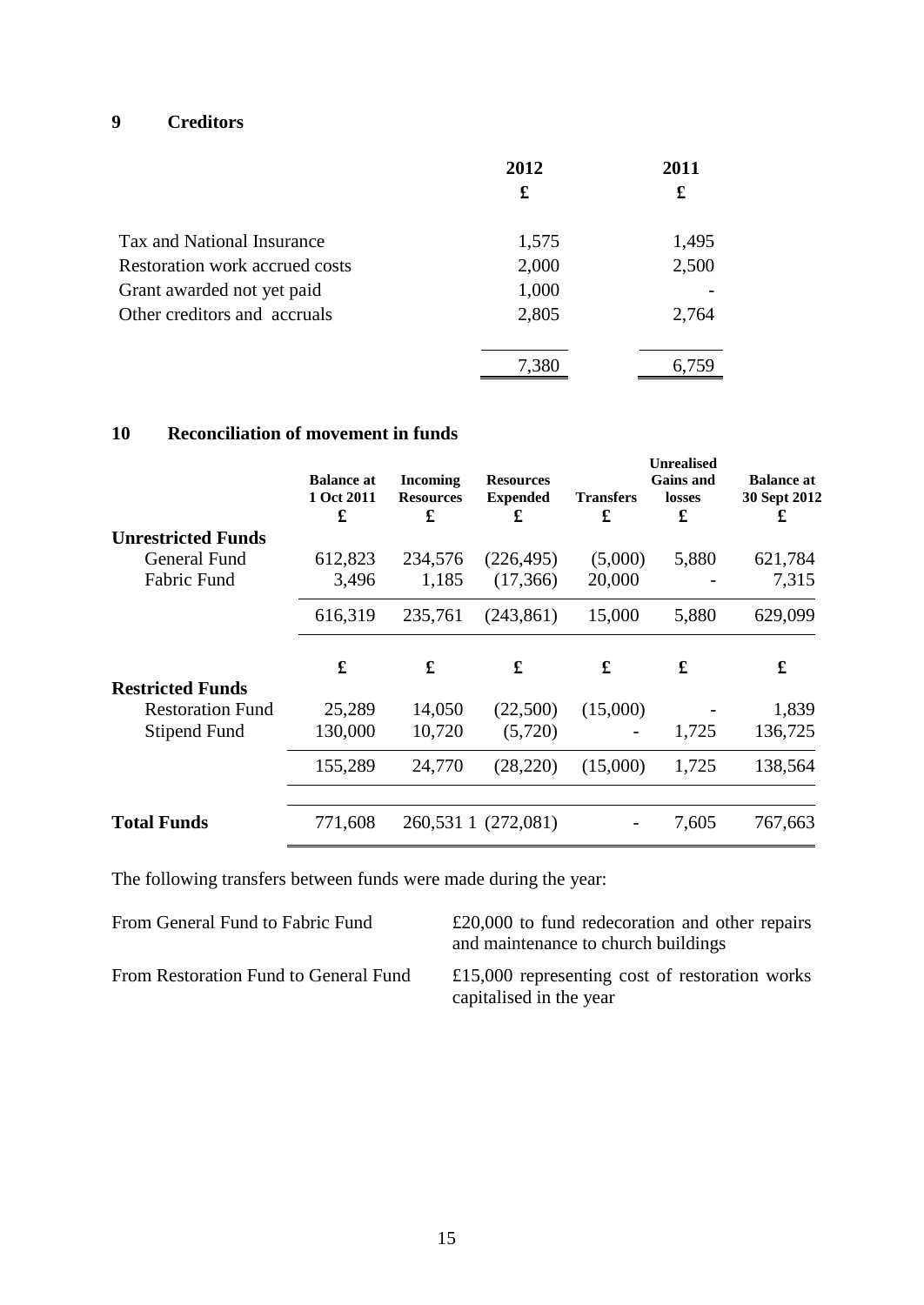## 9 Creditors

| | 2012 | 2011 |
|---|---|---|
| | £ | £ |
| Tax and National Insurance | 1,575 | 1,495 |
| Restoration work accrued costs | 2,000 | 2,500 |
| Grant awarded not yet paid | 1,000 | - |
| Other creditors and accruals | 2,805 | 2,764 |
| | 7,380 | 6,759 |

## 10 Reconciliation of movement in funds

| | Balance at 1 Oct 2011 | Incoming Resources | Resources Expended | Transfers | Unrealised Gains and losses | Balance at 30 Sept 2012 |
|---|---|---|---|---|---|---|
| | £ | £ | £ | £ | £ | £ |
| **Unrestricted Funds** | | | | | | |
| General Fund | 612,823 | 234,576 | (226,495) | (5,000) | 5,880 | 621,784 |
| Fabric Fund | 3,496 | 1,185 | (17,366) | 20,000 | - | 7,315 |
| | 616,319 | 235,761 | (243,861) | 15,000 | 5,880 | 629,099 |
| | £ | £ | £ | £ | £ | £ |
| **Restricted Funds** | | | | | | |
| Restoration Fund | 25,289 | 14,050 | (22,500) | (15,000) | - | 1,839 |
| Stipend Fund | 130,000 | 10,720 | (5,720) | - | 1,725 | 136,725 |
| | 155,289 | 24,770 | (28,220) | (15,000) | 1,725 | 138,564 |
| **Total Funds** | 771,608 | 260,531 1 | (272,081) | - | 7,605 | 767,663 |

The following transfers between funds were made during the year:

| | |
|---|---|
| From General Fund to Fabric Fund | £20,000 to fund redecoration and other repairs and maintenance to church buildings |
| From Restoration Fund to General Fund | £15,000 representing cost of restoration works capitalised in the year |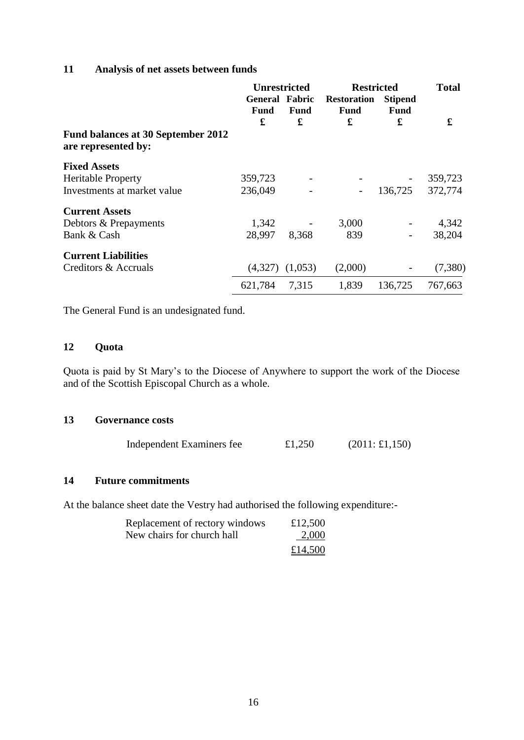## 11 Analysis of net assets between funds

| | Unrestricted | | Restricted | | Total |
|---|---|---|---|---|---|
| | General Fund | Fabric Fund | Restoration Fund | Stipend Fund | |
| | £ | £ | £ | £ | £ |
| **Fund balances at 30 September 2012 are represented by:** | | | | | |
| **Fixed Assets** | | | | | |
| Heritable Property | 359,723 | - | - | - | 359,723 |
| Investments at market value | 236,049 | - | - | 136,725 | 372,774 |
| **Current Assets** | | | | | |
| Debtors & Prepayments | 1,342 | - | 3,000 | - | 4,342 |
| Bank & Cash | 28,997 | 8,368 | 839 | - | 38,204 |
| **Current Liabilities** | | | | | |
| Creditors & Accruals | (4,327) | (1,053) | (2,000) | - | (7,380) |
| | 621,784 | 7,315 | 1,839 | 136,725 | 767,663 |

The General Fund is an undesignated fund.

## 12 Quota

Quota is paid by St Mary's to the Diocese of Anywhere to support the work of the Diocese and of the Scottish Episcopal Church as a whole.

## 13 Governance costs

| | | |
|---|---|---|
| Independent Examiners fee | £1,250 | (2011: £1,150) |

## 14 Future commitments

At the balance sheet date the Vestry had authorised the following expenditure:-

| | |
|---|---|
| Replacement of rectory windows | £12,500 |
| New chairs for church hall | 2,000 |
| | £14,500 |